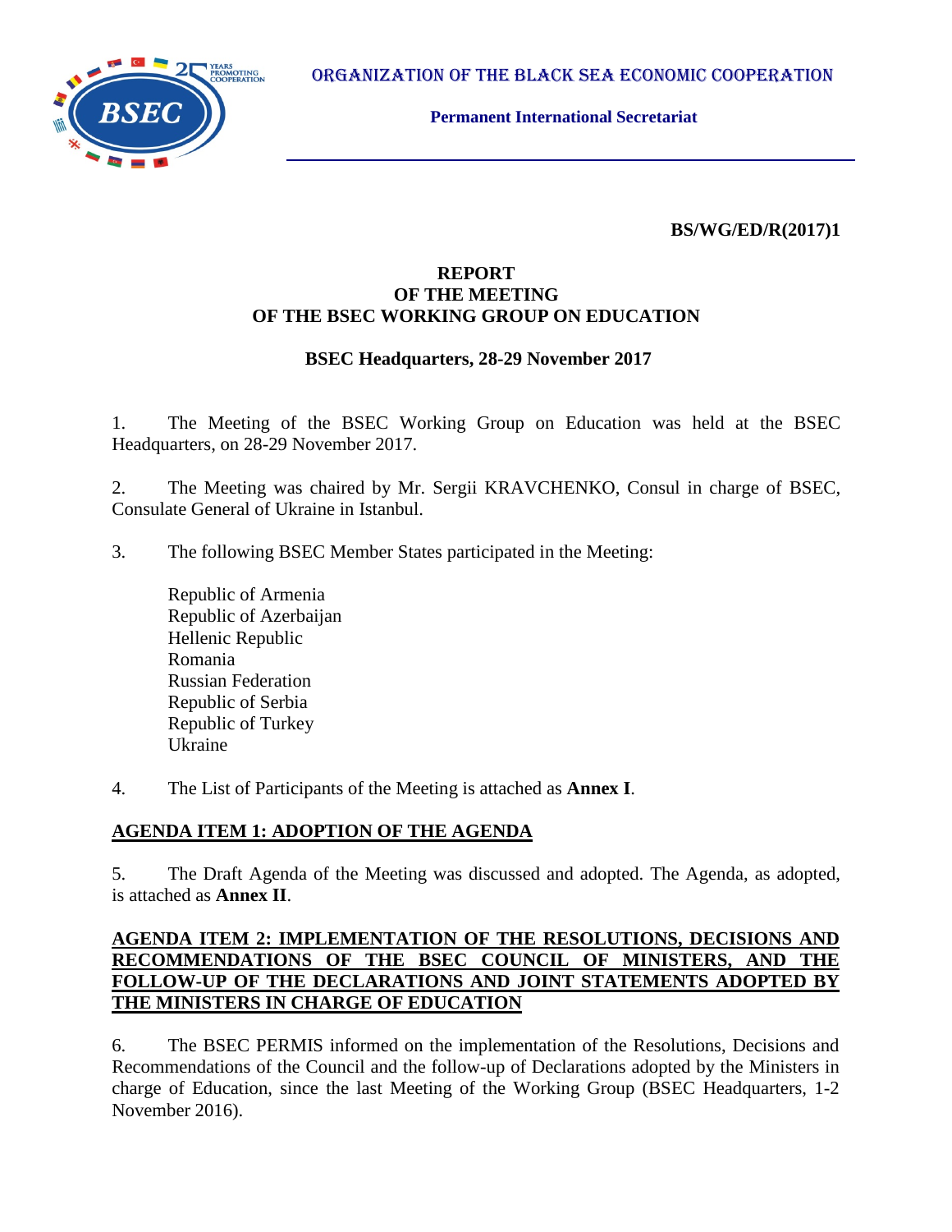ORGANIZATION OF THE BLACK SEA ECONOMIC COOPERATION

**Permanent International Secretariat**

**BS/WG/ED/R(2017)1**

# REPORT OF THE MEETING OF THE BSEC WORKING GROUP ON EDUCATION

**BSEC Headquarters, 28-29 November 2017**

1. The Meeting of the BSEC Working Group on Education was held at the BSEC Headquarters, on 28-29 November 2017.

2. The Meeting was chaired by Mr. Sergii KRAVCHENKO, Consul in charge of BSEC, Consulate General of Ukraine in Istanbul.

3. The following BSEC Member States participated in the Meeting:

   Republic of Armenia
   Republic of Azerbaijan
   Hellenic Republic
   Romania
   Russian Federation
   Republic of Serbia
   Republic of Turkey
   Ukraine

4. The List of Participants of the Meeting is attached as **Annex I**.

## AGENDA ITEM 1: ADOPTION OF THE AGENDA

5. The Draft Agenda of the Meeting was discussed and adopted. The Agenda, as adopted, is attached as **Annex II**.

## AGENDA ITEM 2: IMPLEMENTATION OF THE RESOLUTIONS, DECISIONS AND RECOMMENDATIONS OF THE BSEC COUNCIL OF MINISTERS, AND THE FOLLOW-UP OF THE DECLARATIONS AND JOINT STATEMENTS ADOPTED BY THE MINISTERS IN CHARGE OF EDUCATION

6. The BSEC PERMIS informed on the implementation of the Resolutions, Decisions and Recommendations of the Council and the follow-up of Declarations adopted by the Ministers in charge of Education, since the last Meeting of the Working Group (BSEC Headquarters, 1-2 November 2016).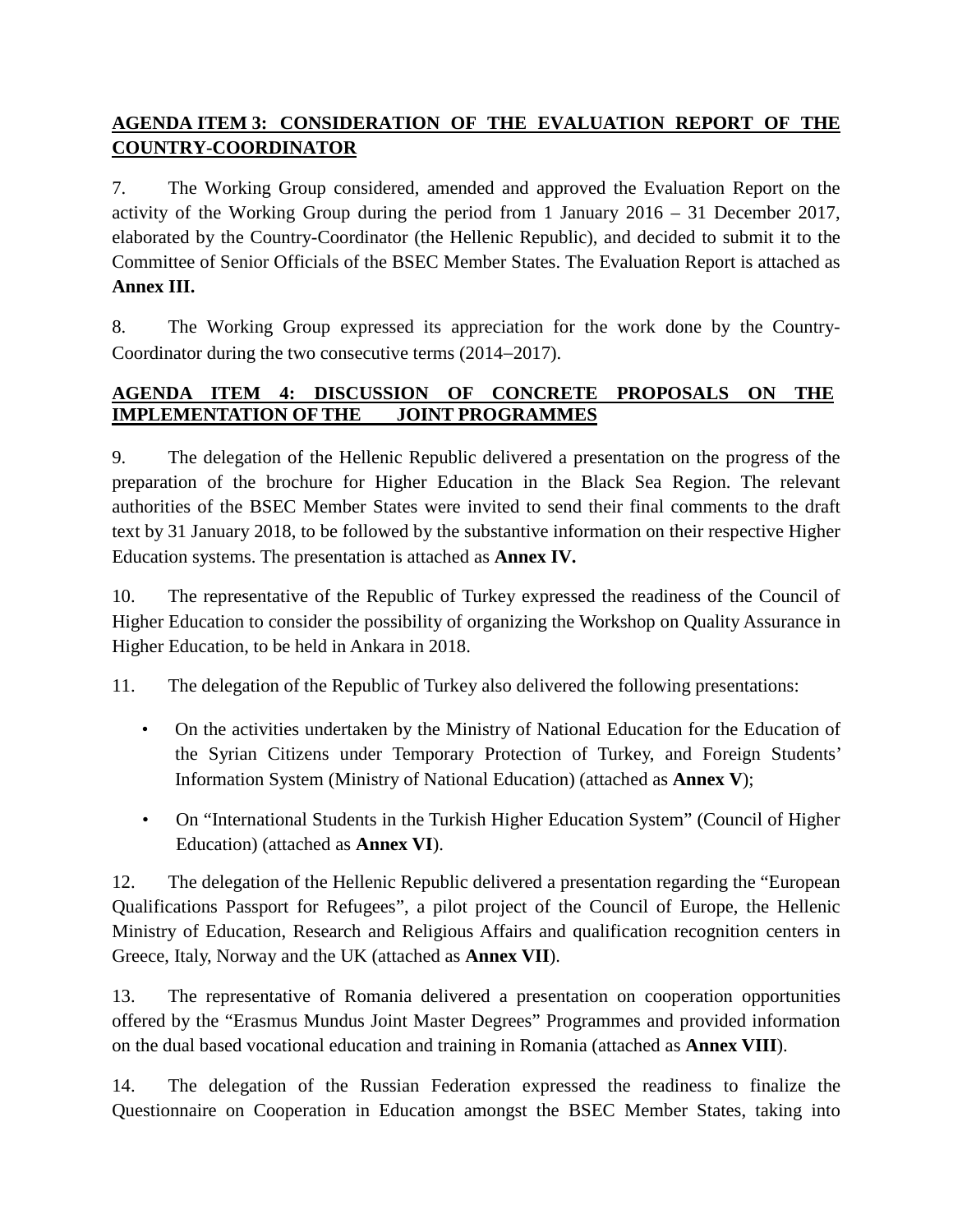## AGENDA ITEM 3: CONSIDERATION OF THE EVALUATION REPORT OF THE COUNTRY-COORDINATOR

7. The Working Group considered, amended and approved the Evaluation Report on the activity of the Working Group during the period from 1 January 2016 – 31 December 2017, elaborated by the Country-Coordinator (the Hellenic Republic), and decided to submit it to the Committee of Senior Officials of the BSEC Member States. The Evaluation Report is attached as **Annex III.**

8. The Working Group expressed its appreciation for the work done by the Country-Coordinator during the two consecutive terms (2014–2017).

## AGENDA ITEM 4: DISCUSSION OF CONCRETE PROPOSALS ON THE IMPLEMENTATION OF THE JOINT PROGRAMMES

9. The delegation of the Hellenic Republic delivered a presentation on the progress of the preparation of the brochure for Higher Education in the Black Sea Region. The relevant authorities of the BSEC Member States were invited to send their final comments to the draft text by 31 January 2018, to be followed by the substantive information on their respective Higher Education systems. The presentation is attached as **Annex IV.**

10. The representative of the Republic of Turkey expressed the readiness of the Council of Higher Education to consider the possibility of organizing the Workshop on Quality Assurance in Higher Education, to be held in Ankara in 2018.

11. The delegation of the Republic of Turkey also delivered the following presentations:

- On the activities undertaken by the Ministry of National Education for the Education of the Syrian Citizens under Temporary Protection of Turkey, and Foreign Students' Information System (Ministry of National Education) (attached as **Annex V**);
- On "International Students in the Turkish Higher Education System" (Council of Higher Education) (attached as **Annex VI**).

12. The delegation of the Hellenic Republic delivered a presentation regarding the "European Qualifications Passport for Refugees", a pilot project of the Council of Europe, the Hellenic Ministry of Education, Research and Religious Affairs and qualification recognition centers in Greece, Italy, Norway and the UK (attached as **Annex VII**).

13. The representative of Romania delivered a presentation on cooperation opportunities offered by the "Erasmus Mundus Joint Master Degrees" Programmes and provided information on the dual based vocational education and training in Romania (attached as **Annex VIII**).

14. The delegation of the Russian Federation expressed the readiness to finalize the Questionnaire on Cooperation in Education amongst the BSEC Member States, taking into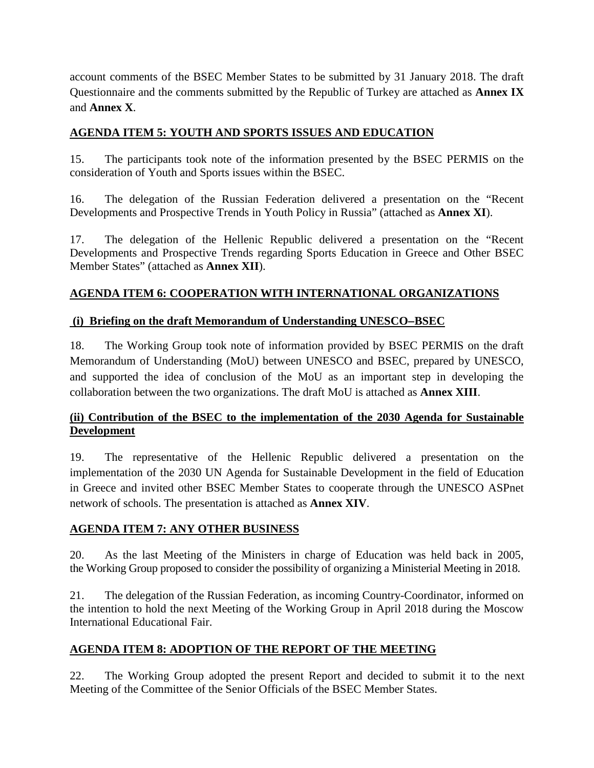account comments of the BSEC Member States to be submitted by 31 January 2018. The draft Questionnaire and the comments submitted by the Republic of Turkey are attached as **Annex IX** and **Annex X**.

## AGENDA ITEM 5: YOUTH AND SPORTS ISSUES AND EDUCATION

15. The participants took note of the information presented by the BSEC PERMIS on the consideration of Youth and Sports issues within the BSEC.

16. The delegation of the Russian Federation delivered a presentation on the "Recent Developments and Prospective Trends in Youth Policy in Russia" (attached as **Annex XI**).

17. The delegation of the Hellenic Republic delivered a presentation on the "Recent Developments and Prospective Trends regarding Sports Education in Greece and Other BSEC Member States" (attached as **Annex XII**).

## AGENDA ITEM 6: COOPERATION WITH INTERNATIONAL ORGANIZATIONS

### (i) Briefing on the draft Memorandum of Understanding UNESCO–BSEC

18. The Working Group took note of information provided by BSEC PERMIS on the draft Memorandum of Understanding (MoU) between UNESCO and BSEC, prepared by UNESCO, and supported the idea of conclusion of the MoU as an important step in developing the collaboration between the two organizations. The draft MoU is attached as **Annex XIII**.

### (ii) Contribution of the BSEC to the implementation of the 2030 Agenda for Sustainable Development

19. The representative of the Hellenic Republic delivered a presentation on the implementation of the 2030 UN Agenda for Sustainable Development in the field of Education in Greece and invited other BSEC Member States to cooperate through the UNESCO ASPnet network of schools. The presentation is attached as **Annex XIV**.

## AGENDA ITEM 7: ANY OTHER BUSINESS

20. As the last Meeting of the Ministers in charge of Education was held back in 2005, the Working Group proposed to consider the possibility of organizing a Ministerial Meeting in 2018.

21. The delegation of the Russian Federation, as incoming Country-Coordinator, informed on the intention to hold the next Meeting of the Working Group in April 2018 during the Moscow International Educational Fair.

## AGENDA ITEM 8: ADOPTION OF THE REPORT OF THE MEETING

22. The Working Group adopted the present Report and decided to submit it to the next Meeting of the Committee of the Senior Officials of the BSEC Member States.